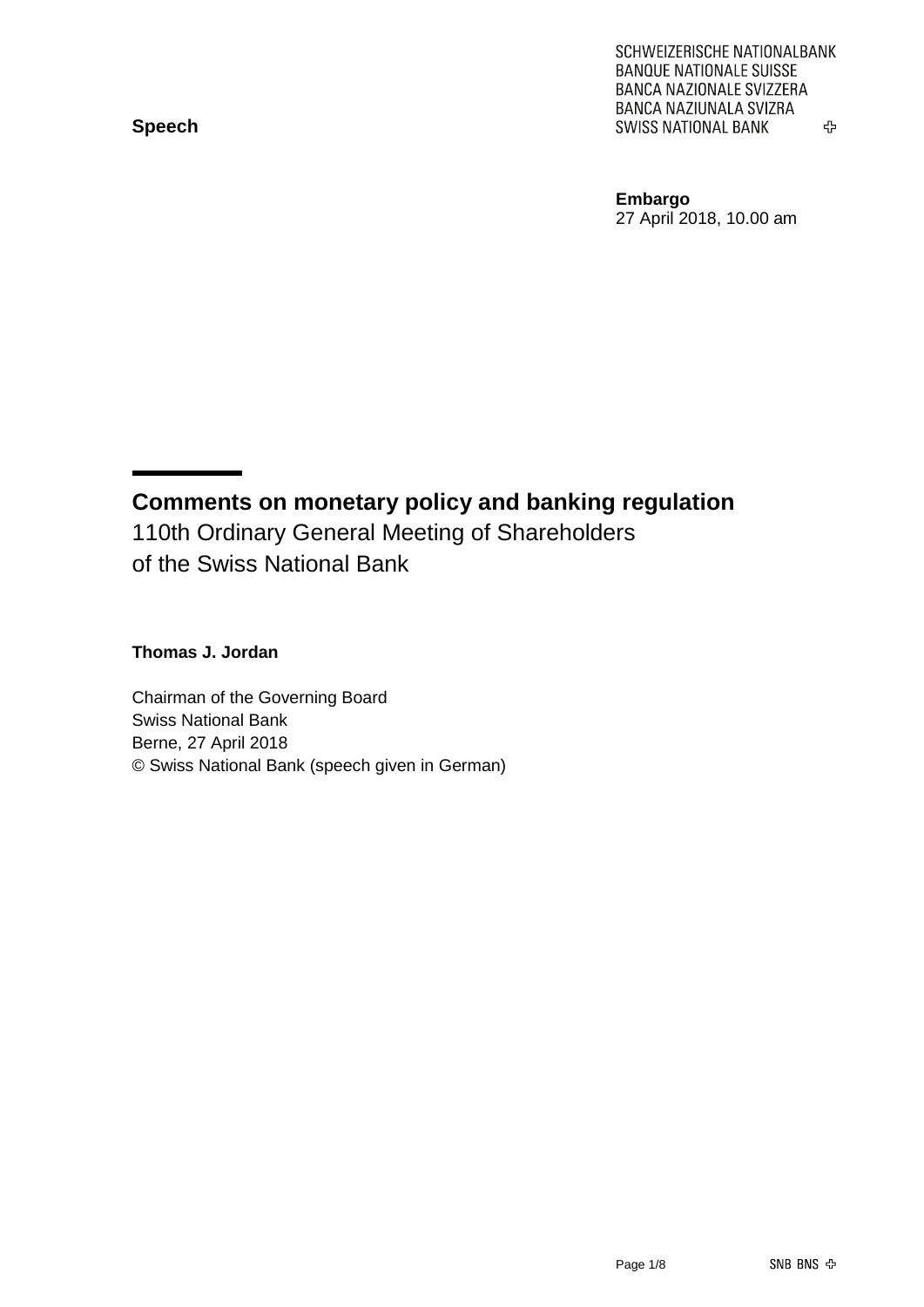SCHWEIZERISCHE NATIONALBANK
BANQUE NATIONALE SUISSE
BANCA NAZIONALE SVIZZERA
BANCA NAZIUNALA SVIZRA
SWISS NATIONAL BANK

**Speech**

**Embargo**
27 April 2018, 10.00 am

# Comments on monetary policy and banking regulation

110th Ordinary General Meeting of Shareholders
of the Swiss National Bank

**Thomas J. Jordan**

Chairman of the Governing Board
Swiss National Bank
Berne, 27 April 2018
© Swiss National Bank (speech given in German)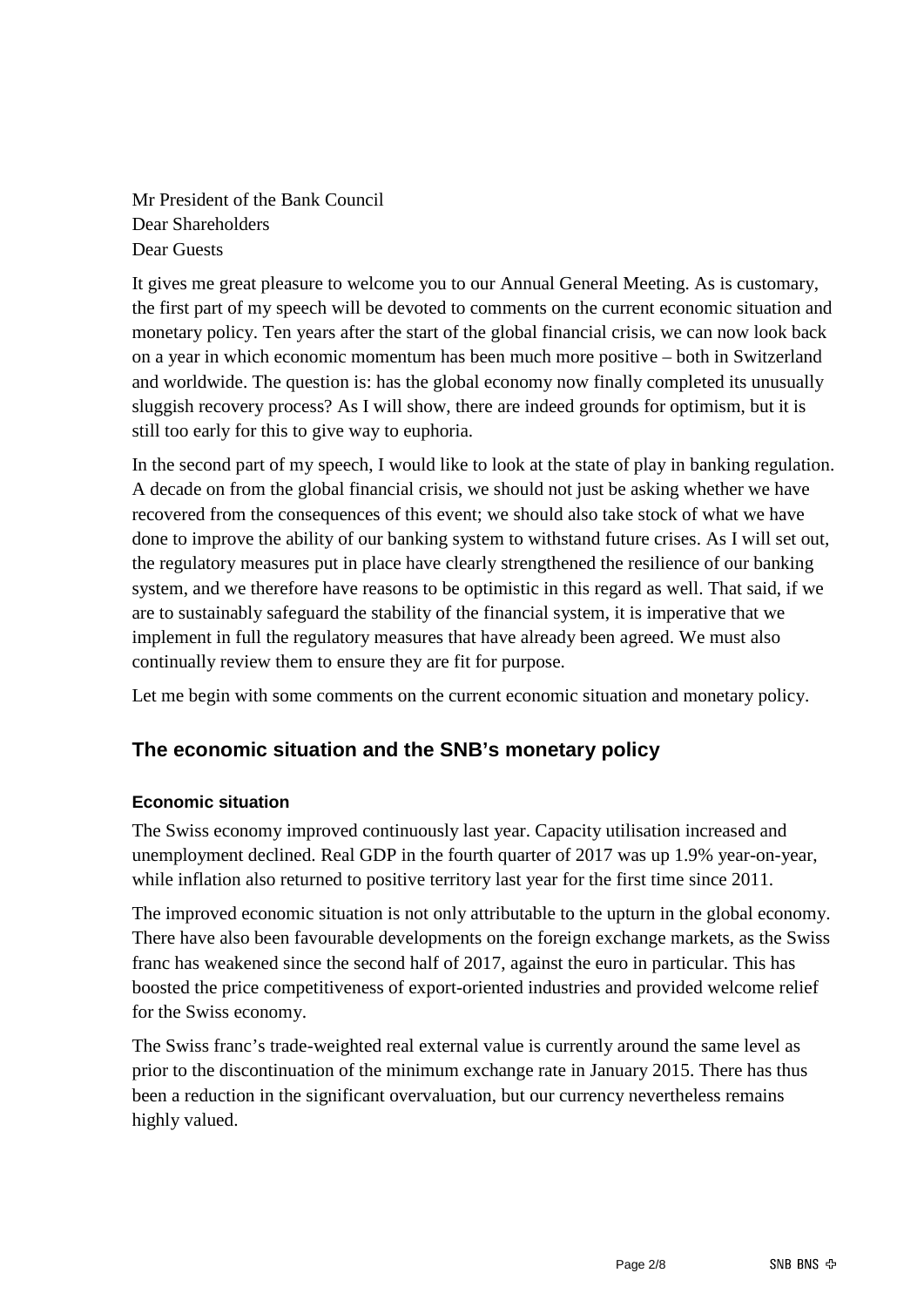Mr President of the Bank Council
Dear Shareholders
Dear Guests

It gives me great pleasure to welcome you to our Annual General Meeting. As is customary, the first part of my speech will be devoted to comments on the current economic situation and monetary policy. Ten years after the start of the global financial crisis, we can now look back on a year in which economic momentum has been much more positive – both in Switzerland and worldwide. The question is: has the global economy now finally completed its unusually sluggish recovery process? As I will show, there are indeed grounds for optimism, but it is still too early for this to give way to euphoria.

In the second part of my speech, I would like to look at the state of play in banking regulation. A decade on from the global financial crisis, we should not just be asking whether we have recovered from the consequences of this event; we should also take stock of what we have done to improve the ability of our banking system to withstand future crises. As I will set out, the regulatory measures put in place have clearly strengthened the resilience of our banking system, and we therefore have reasons to be optimistic in this regard as well. That said, if we are to sustainably safeguard the stability of the financial system, it is imperative that we implement in full the regulatory measures that have already been agreed. We must also continually review them to ensure they are fit for purpose.

Let me begin with some comments on the current economic situation and monetary policy.

## The economic situation and the SNB's monetary policy

### Economic situation

The Swiss economy improved continuously last year. Capacity utilisation increased and unemployment declined. Real GDP in the fourth quarter of 2017 was up 1.9% year-on-year, while inflation also returned to positive territory last year for the first time since 2011.

The improved economic situation is not only attributable to the upturn in the global economy. There have also been favourable developments on the foreign exchange markets, as the Swiss franc has weakened since the second half of 2017, against the euro in particular. This has boosted the price competitiveness of export-oriented industries and provided welcome relief for the Swiss economy.

The Swiss franc's trade-weighted real external value is currently around the same level as prior to the discontinuation of the minimum exchange rate in January 2015. There has thus been a reduction in the significant overvaluation, but our currency nevertheless remains highly valued.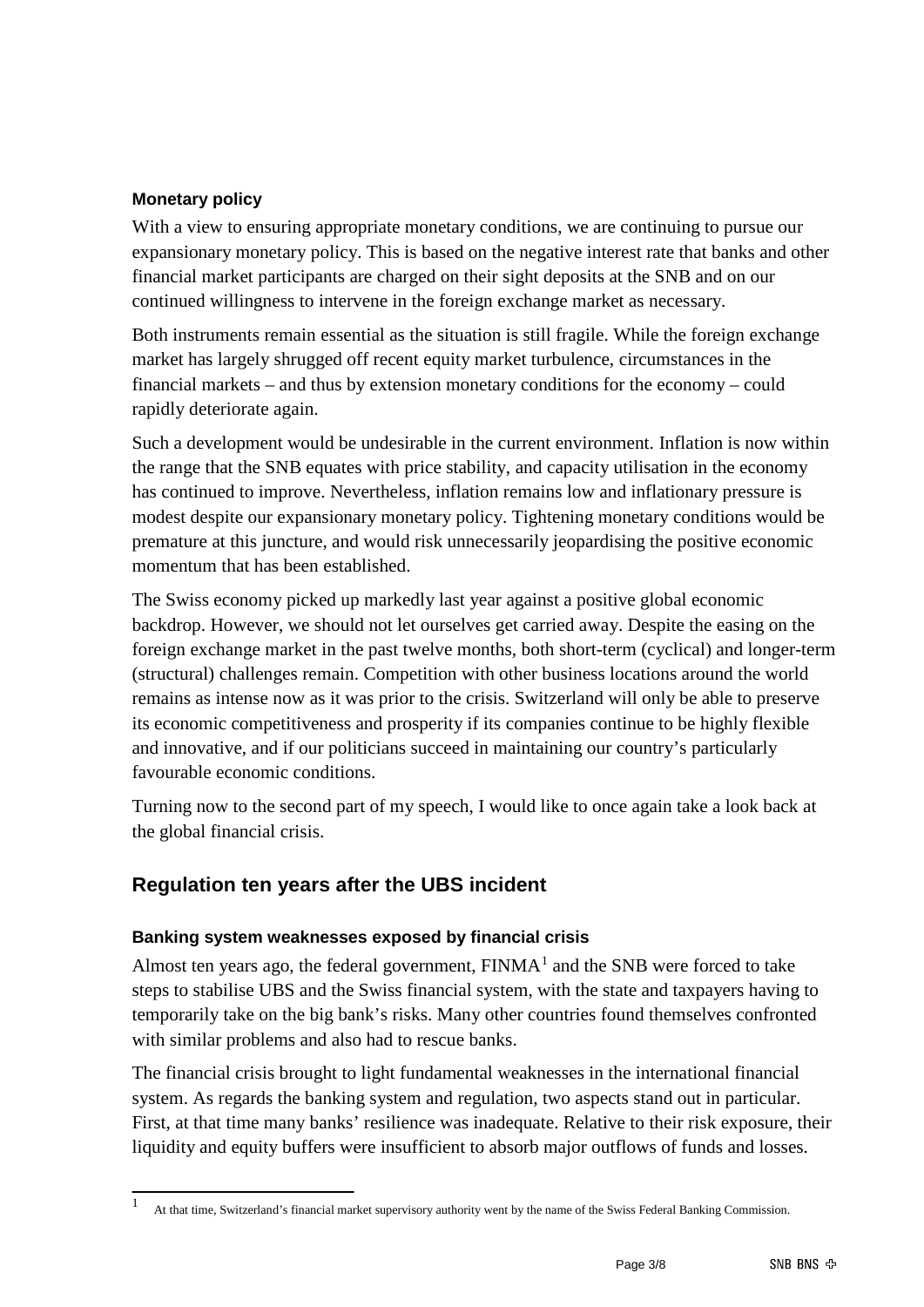### Monetary policy

With a view to ensuring appropriate monetary conditions, we are continuing to pursue our expansionary monetary policy. This is based on the negative interest rate that banks and other financial market participants are charged on their sight deposits at the SNB and on our continued willingness to intervene in the foreign exchange market as necessary.

Both instruments remain essential as the situation is still fragile. While the foreign exchange market has largely shrugged off recent equity market turbulence, circumstances in the financial markets – and thus by extension monetary conditions for the economy – could rapidly deteriorate again.

Such a development would be undesirable in the current environment. Inflation is now within the range that the SNB equates with price stability, and capacity utilisation in the economy has continued to improve. Nevertheless, inflation remains low and inflationary pressure is modest despite our expansionary monetary policy. Tightening monetary conditions would be premature at this juncture, and would risk unnecessarily jeopardising the positive economic momentum that has been established.

The Swiss economy picked up markedly last year against a positive global economic backdrop. However, we should not let ourselves get carried away. Despite the easing on the foreign exchange market in the past twelve months, both short-term (cyclical) and longer-term (structural) challenges remain. Competition with other business locations around the world remains as intense now as it was prior to the crisis. Switzerland will only be able to preserve its economic competitiveness and prosperity if its companies continue to be highly flexible and innovative, and if our politicians succeed in maintaining our country's particularly favourable economic conditions.

Turning now to the second part of my speech, I would like to once again take a look back at the global financial crisis.

## Regulation ten years after the UBS incident

### Banking system weaknesses exposed by financial crisis

Almost ten years ago, the federal government, FINMA[1] and the SNB were forced to take steps to stabilise UBS and the Swiss financial system, with the state and taxpayers having to temporarily take on the big bank's risks. Many other countries found themselves confronted with similar problems and also had to rescue banks.

The financial crisis brought to light fundamental weaknesses in the international financial system. As regards the banking system and regulation, two aspects stand out in particular. First, at that time many banks' resilience was inadequate. Relative to their risk exposure, their liquidity and equity buffers were insufficient to absorb major outflows of funds and losses.

[1] At that time, Switzerland's financial market supervisory authority went by the name of the Swiss Federal Banking Commission.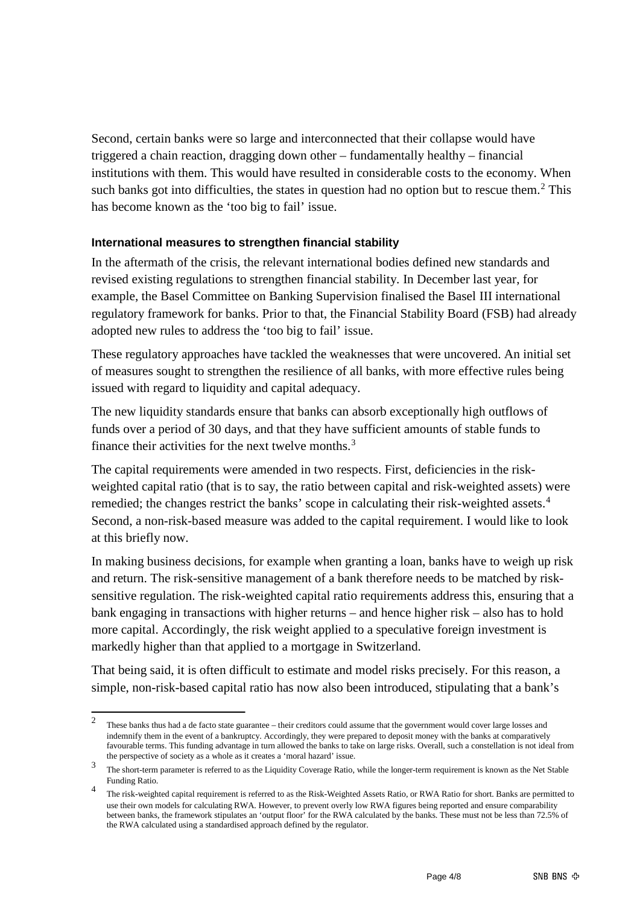Second, certain banks were so large and interconnected that their collapse would have triggered a chain reaction, dragging down other – fundamentally healthy – financial institutions with them. This would have resulted in considerable costs to the economy. When such banks got into difficulties, the states in question had no option but to rescue them.[2] This has become known as the 'too big to fail' issue.

### International measures to strengthen financial stability

In the aftermath of the crisis, the relevant international bodies defined new standards and revised existing regulations to strengthen financial stability. In December last year, for example, the Basel Committee on Banking Supervision finalised the Basel III international regulatory framework for banks. Prior to that, the Financial Stability Board (FSB) had already adopted new rules to address the 'too big to fail' issue.

These regulatory approaches have tackled the weaknesses that were uncovered. An initial set of measures sought to strengthen the resilience of all banks, with more effective rules being issued with regard to liquidity and capital adequacy.

The new liquidity standards ensure that banks can absorb exceptionally high outflows of funds over a period of 30 days, and that they have sufficient amounts of stable funds to finance their activities for the next twelve months.[3]

The capital requirements were amended in two respects. First, deficiencies in the risk-weighted capital ratio (that is to say, the ratio between capital and risk-weighted assets) were remedied; the changes restrict the banks' scope in calculating their risk-weighted assets.[4] Second, a non-risk-based measure was added to the capital requirement. I would like to look at this briefly now.

In making business decisions, for example when granting a loan, banks have to weigh up risk and return. The risk-sensitive management of a bank therefore needs to be matched by risk-sensitive regulation. The risk-weighted capital ratio requirements address this, ensuring that a bank engaging in transactions with higher returns – and hence higher risk – also has to hold more capital. Accordingly, the risk weight applied to a speculative foreign investment is markedly higher than that applied to a mortgage in Switzerland.

That being said, it is often difficult to estimate and model risks precisely. For this reason, a simple, non-risk-based capital ratio has now also been introduced, stipulating that a bank's

---

[2] These banks thus had a de facto state guarantee – their creditors could assume that the government would cover large losses and indemnify them in the event of a bankruptcy. Accordingly, they were prepared to deposit money with the banks at comparatively favourable terms. This funding advantage in turn allowed the banks to take on large risks. Overall, such a constellation is not ideal from the perspective of society as a whole as it creates a 'moral hazard' issue.

[3] The short-term parameter is referred to as the Liquidity Coverage Ratio, while the longer-term requirement is known as the Net Stable Funding Ratio.

[4] The risk-weighted capital requirement is referred to as the Risk-Weighted Assets Ratio, or RWA Ratio for short. Banks are permitted to use their own models for calculating RWA. However, to prevent overly low RWA figures being reported and ensure comparability between banks, the framework stipulates an 'output floor' for the RWA calculated by the banks. These must not be less than 72.5% of the RWA calculated using a standardised approach defined by the regulator.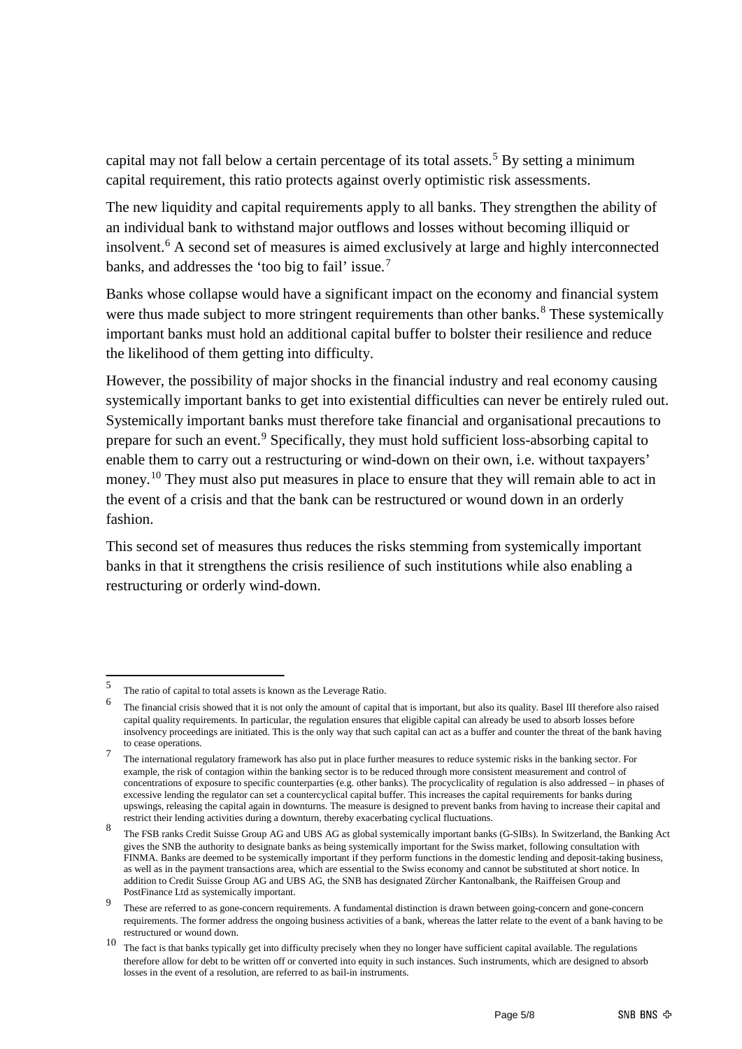capital may not fall below a certain percentage of its total assets.[5] By setting a minimum capital requirement, this ratio protects against overly optimistic risk assessments.

The new liquidity and capital requirements apply to all banks. They strengthen the ability of an individual bank to withstand major outflows and losses without becoming illiquid or insolvent.[6] A second set of measures is aimed exclusively at large and highly interconnected banks, and addresses the 'too big to fail' issue.[7]

Banks whose collapse would have a significant impact on the economy and financial system were thus made subject to more stringent requirements than other banks.[8] These systemically important banks must hold an additional capital buffer to bolster their resilience and reduce the likelihood of them getting into difficulty.

However, the possibility of major shocks in the financial industry and real economy causing systemically important banks to get into existential difficulties can never be entirely ruled out. Systemically important banks must therefore take financial and organisational precautions to prepare for such an event.[9] Specifically, they must hold sufficient loss-absorbing capital to enable them to carry out a restructuring or wind-down on their own, i.e. without taxpayers' money.[10] They must also put measures in place to ensure that they will remain able to act in the event of a crisis and that the bank can be restructured or wound down in an orderly fashion.

This second set of measures thus reduces the risks stemming from systemically important banks in that it strengthens the crisis resilience of such institutions while also enabling a restructuring or orderly wind-down.

---

[5] The ratio of capital to total assets is known as the Leverage Ratio.

[6] The financial crisis showed that it is not only the amount of capital that is important, but also its quality. Basel III therefore also raised capital quality requirements. In particular, the regulation ensures that eligible capital can already be used to absorb losses before insolvency proceedings are initiated. This is the only way that such capital can act as a buffer and counter the threat of the bank having to cease operations.

[7] The international regulatory framework has also put in place further measures to reduce systemic risks in the banking sector. For example, the risk of contagion within the banking sector is to be reduced through more consistent measurement and control of concentrations of exposure to specific counterparties (e.g. other banks). The procyclicality of regulation is also addressed – in phases of excessive lending the regulator can set a countercyclical capital buffer. This increases the capital requirements for banks during upswings, releasing the capital again in downturns. The measure is designed to prevent banks from having to increase their capital and restrict their lending activities during a downturn, thereby exacerbating cyclical fluctuations.

[8] The FSB ranks Credit Suisse Group AG and UBS AG as global systemically important banks (G-SIBs). In Switzerland, the Banking Act gives the SNB the authority to designate banks as being systemically important for the Swiss market, following consultation with FINMA. Banks are deemed to be systemically important if they perform functions in the domestic lending and deposit-taking business, as well as in the payment transactions area, which are essential to the Swiss economy and cannot be substituted at short notice. In addition to Credit Suisse Group AG and UBS AG, the SNB has designated Zürcher Kantonalbank, the Raiffeisen Group and PostFinance Ltd as systemically important.

[9] These are referred to as gone-concern requirements. A fundamental distinction is drawn between going-concern and gone-concern requirements. The former address the ongoing business activities of a bank, whereas the latter relate to the event of a bank having to be restructured or wound down.

[10] The fact is that banks typically get into difficulty precisely when they no longer have sufficient capital available. The regulations therefore allow for debt to be written off or converted into equity in such instances. Such instruments, which are designed to absorb losses in the event of a resolution, are referred to as bail-in instruments.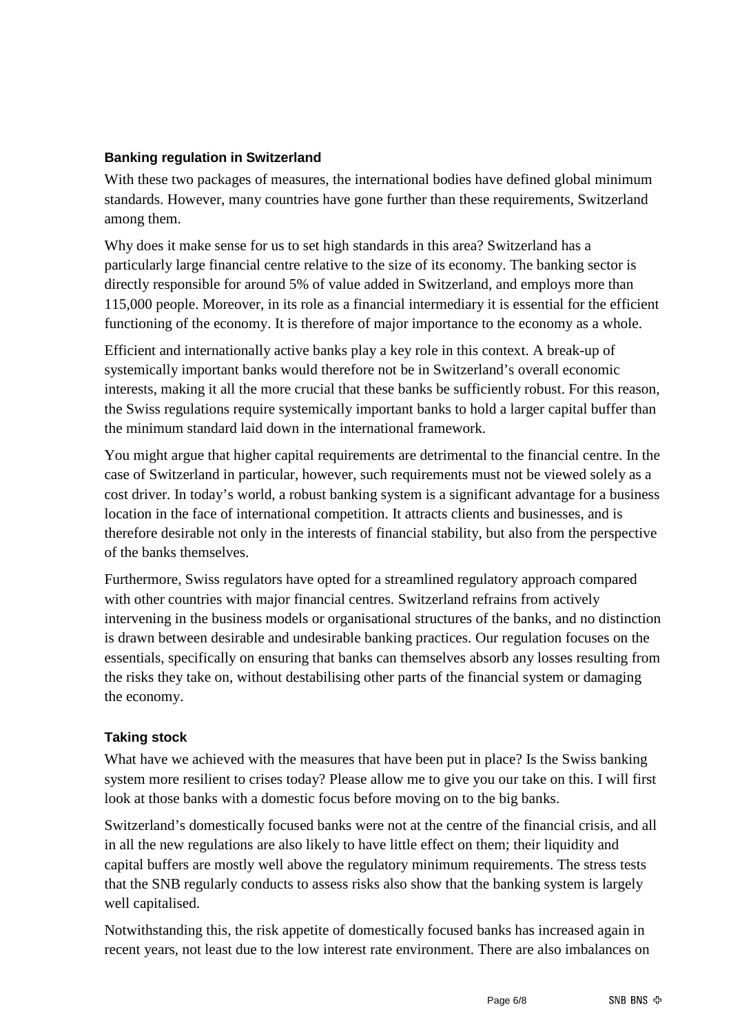### Banking regulation in Switzerland

With these two packages of measures, the international bodies have defined global minimum standards. However, many countries have gone further than these requirements, Switzerland among them.

Why does it make sense for us to set high standards in this area? Switzerland has a particularly large financial centre relative to the size of its economy. The banking sector is directly responsible for around 5% of value added in Switzerland, and employs more than 115,000 people. Moreover, in its role as a financial intermediary it is essential for the efficient functioning of the economy. It is therefore of major importance to the economy as a whole.

Efficient and internationally active banks play a key role in this context. A break-up of systemically important banks would therefore not be in Switzerland's overall economic interests, making it all the more crucial that these banks be sufficiently robust. For this reason, the Swiss regulations require systemically important banks to hold a larger capital buffer than the minimum standard laid down in the international framework.

You might argue that higher capital requirements are detrimental to the financial centre. In the case of Switzerland in particular, however, such requirements must not be viewed solely as a cost driver. In today's world, a robust banking system is a significant advantage for a business location in the face of international competition. It attracts clients and businesses, and is therefore desirable not only in the interests of financial stability, but also from the perspective of the banks themselves.

Furthermore, Swiss regulators have opted for a streamlined regulatory approach compared with other countries with major financial centres. Switzerland refrains from actively intervening in the business models or organisational structures of the banks, and no distinction is drawn between desirable and undesirable banking practices. Our regulation focuses on the essentials, specifically on ensuring that banks can themselves absorb any losses resulting from the risks they take on, without destabilising other parts of the financial system or damaging the economy.

### Taking stock

What have we achieved with the measures that have been put in place? Is the Swiss banking system more resilient to crises today? Please allow me to give you our take on this. I will first look at those banks with a domestic focus before moving on to the big banks.

Switzerland's domestically focused banks were not at the centre of the financial crisis, and all in all the new regulations are also likely to have little effect on them; their liquidity and capital buffers are mostly well above the regulatory minimum requirements. The stress tests that the SNB regularly conducts to assess risks also show that the banking system is largely well capitalised.

Notwithstanding this, the risk appetite of domestically focused banks has increased again in recent years, not least due to the low interest rate environment. There are also imbalances on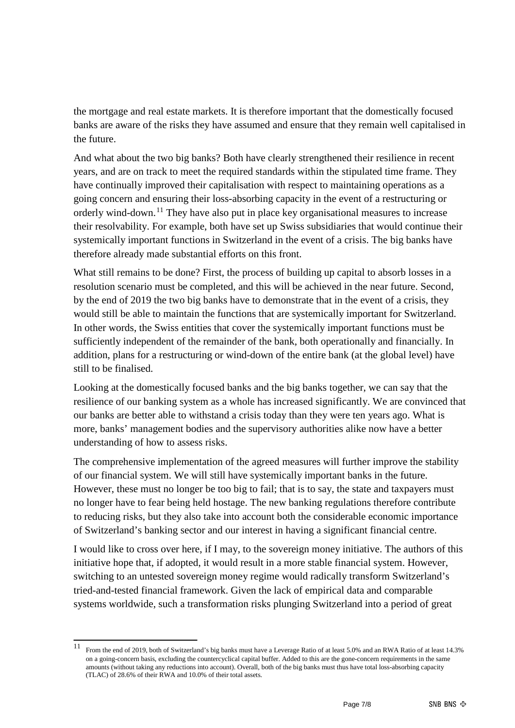the mortgage and real estate markets. It is therefore important that the domestically focused banks are aware of the risks they have assumed and ensure that they remain well capitalised in the future.

And what about the two big banks? Both have clearly strengthened their resilience in recent years, and are on track to meet the required standards within the stipulated time frame. They have continually improved their capitalisation with respect to maintaining operations as a going concern and ensuring their loss-absorbing capacity in the event of a restructuring or orderly wind-down.[11] They have also put in place key organisational measures to increase their resolvability. For example, both have set up Swiss subsidiaries that would continue their systemically important functions in Switzerland in the event of a crisis. The big banks have therefore already made substantial efforts on this front.

What still remains to be done? First, the process of building up capital to absorb losses in a resolution scenario must be completed, and this will be achieved in the near future. Second, by the end of 2019 the two big banks have to demonstrate that in the event of a crisis, they would still be able to maintain the functions that are systemically important for Switzerland. In other words, the Swiss entities that cover the systemically important functions must be sufficiently independent of the remainder of the bank, both operationally and financially. In addition, plans for a restructuring or wind-down of the entire bank (at the global level) have still to be finalised.

Looking at the domestically focused banks and the big banks together, we can say that the resilience of our banking system as a whole has increased significantly. We are convinced that our banks are better able to withstand a crisis today than they were ten years ago. What is more, banks' management bodies and the supervisory authorities alike now have a better understanding of how to assess risks.

The comprehensive implementation of the agreed measures will further improve the stability of our financial system. We will still have systemically important banks in the future. However, these must no longer be too big to fail; that is to say, the state and taxpayers must no longer have to fear being held hostage. The new banking regulations therefore contribute to reducing risks, but they also take into account both the considerable economic importance of Switzerland's banking sector and our interest in having a significant financial centre.

I would like to cross over here, if I may, to the sovereign money initiative. The authors of this initiative hope that, if adopted, it would result in a more stable financial system. However, switching to an untested sovereign money regime would radically transform Switzerland's tried-and-tested financial framework. Given the lack of empirical data and comparable systems worldwide, such a transformation risks plunging Switzerland into a period of great

---

[11] From the end of 2019, both of Switzerland's big banks must have a Leverage Ratio of at least 5.0% and an RWA Ratio of at least 14.3% on a going-concern basis, excluding the countercyclical capital buffer. Added to this are the gone-concern requirements in the same amounts (without taking any reductions into account). Overall, both of the big banks must thus have total loss-absorbing capacity (TLAC) of 28.6% of their RWA and 10.0% of their total assets.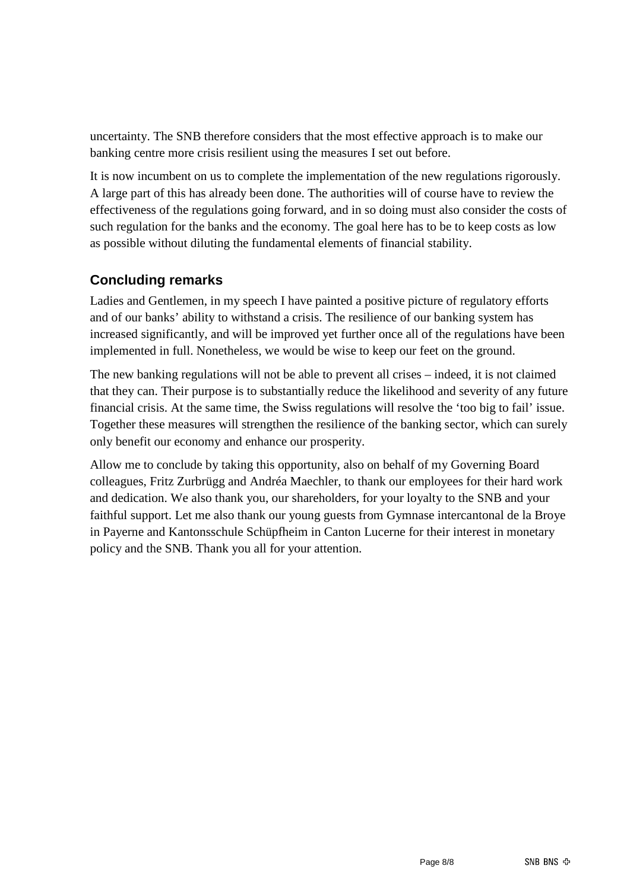uncertainty. The SNB therefore considers that the most effective approach is to make our banking centre more crisis resilient using the measures I set out before.

It is now incumbent on us to complete the implementation of the new regulations rigorously. A large part of this has already been done. The authorities will of course have to review the effectiveness of the regulations going forward, and in so doing must also consider the costs of such regulation for the banks and the economy. The goal here has to be to keep costs as low as possible without diluting the fundamental elements of financial stability.

## Concluding remarks

Ladies and Gentlemen, in my speech I have painted a positive picture of regulatory efforts and of our banks' ability to withstand a crisis. The resilience of our banking system has increased significantly, and will be improved yet further once all of the regulations have been implemented in full. Nonetheless, we would be wise to keep our feet on the ground.

The new banking regulations will not be able to prevent all crises – indeed, it is not claimed that they can. Their purpose is to substantially reduce the likelihood and severity of any future financial crisis. At the same time, the Swiss regulations will resolve the 'too big to fail' issue. Together these measures will strengthen the resilience of the banking sector, which can surely only benefit our economy and enhance our prosperity.

Allow me to conclude by taking this opportunity, also on behalf of my Governing Board colleagues, Fritz Zurbrügg and Andréa Maechler, to thank our employees for their hard work and dedication. We also thank you, our shareholders, for your loyalty to the SNB and your faithful support. Let me also thank our young guests from Gymnase intercantonal de la Broye in Payerne and Kantonsschule Schüpfheim in Canton Lucerne for their interest in monetary policy and the SNB. Thank you all for your attention.